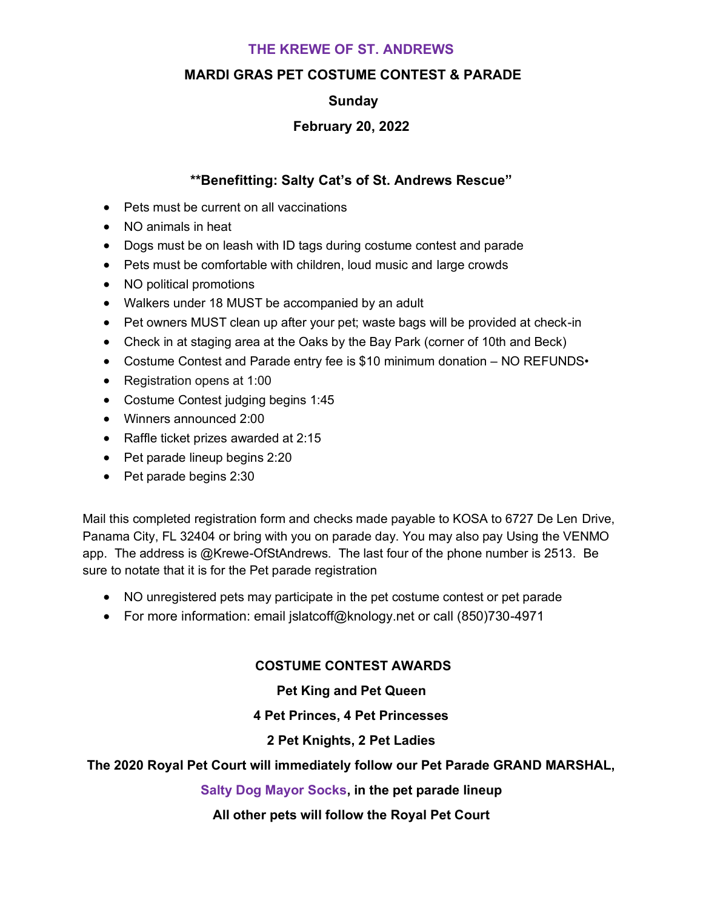# THE KREWE OF ST. ANDREWS

## MARDI GRAS PET COSTUME CONTEST & PARADE

**Sunday**

**February 20, 2022**

**\*\*Benefitting: Salty Cat's of St. Andrews Rescue"**

- Pets must be current on all vaccinations
- NO animals in heat
- Dogs must be on leash with ID tags during costume contest and parade
- Pets must be comfortable with children, loud music and large crowds
- NO political promotions
- Walkers under 18 MUST be accompanied by an adult
- Pet owners MUST clean up after your pet; waste bags will be provided at check-in
- Check in at staging area at the Oaks by the Bay Park (corner of 10th and Beck)
- Costume Contest and Parade entry fee is $10 minimum donation – NO REFUNDS•
- Registration opens at 1:00
- Costume Contest judging begins 1:45
- Winners announced 2:00
- Raffle ticket prizes awarded at 2:15
- Pet parade lineup begins 2:20
- Pet parade begins 2:30

Mail this completed registration form and checks made payable to KOSA to 6727 De Len Drive, Panama City, FL 32404 or bring with you on parade day. You may also pay Using the VENMO app. The address is @Krewe-OfStAndrews. The last four of the phone number is 2513. Be sure to notate that it is for the Pet parade registration

- NO unregistered pets may participate in the pet costume contest or pet parade
- For more information: email jslatcoff@knology.net or call (850)730-4971

**COSTUME CONTEST AWARDS**

**Pet King and Pet Queen**

**4 Pet Princes, 4 Pet Princesses**

**2 Pet Knights, 2 Pet Ladies**

**The 2020 Royal Pet Court will immediately follow our Pet Parade GRAND MARSHAL,**

**Salty Dog Mayor Socks, in the pet parade lineup**

**All other pets will follow the Royal Pet Court**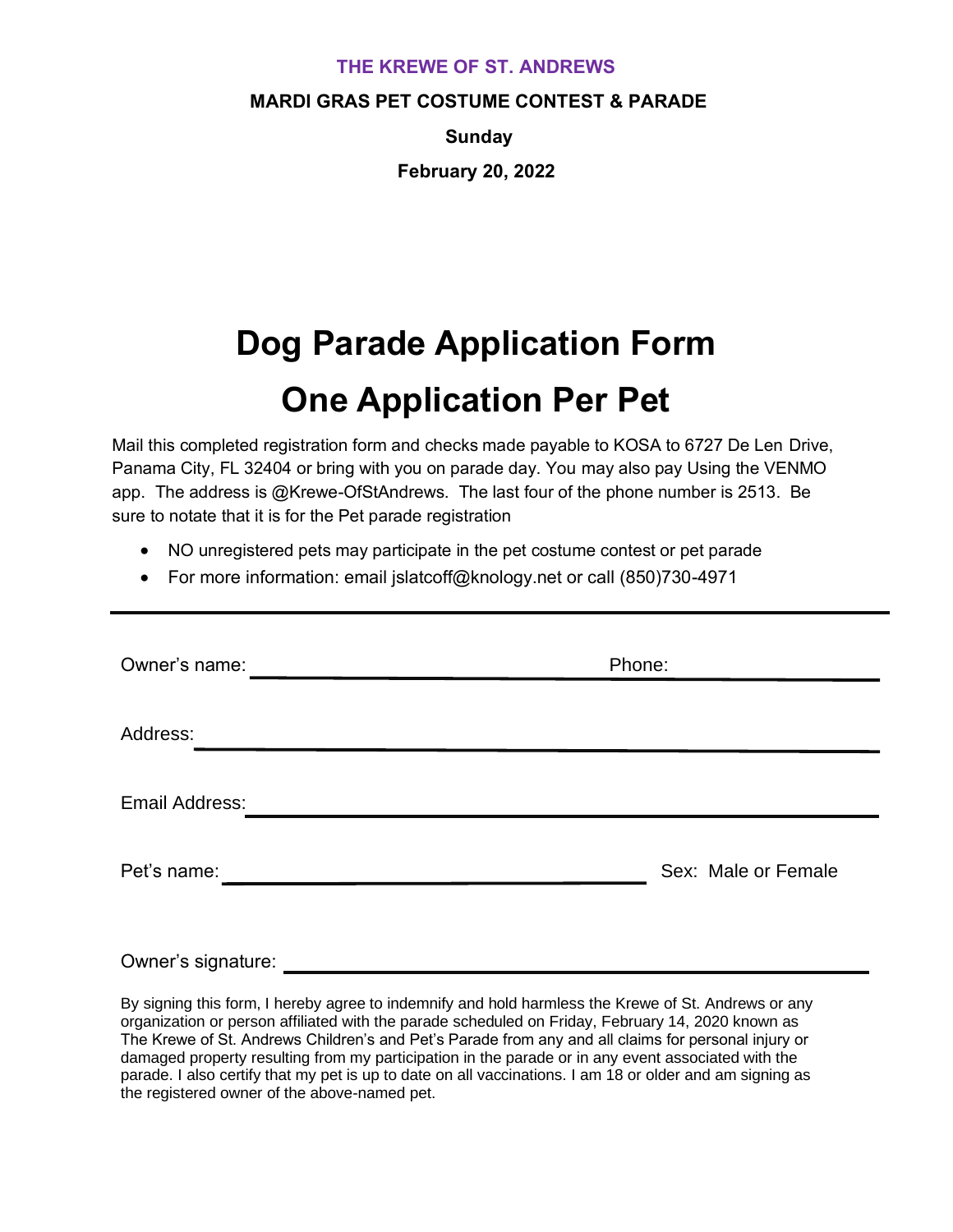**THE KREWE OF ST. ANDREWS**

**MARDI GRAS PET COSTUME CONTEST & PARADE**

**Sunday**

**February 20, 2022**

# Dog Parade Application Form

# One Application Per Pet

Mail this completed registration form and checks made payable to KOSA to 6727 De Len Drive, Panama City, FL 32404 or bring with you on parade day. You may also pay Using the VENMO app. The address is @Krewe-OfStAndrews. The last four of the phone number is 2513. Be sure to notate that it is for the Pet parade registration

- NO unregistered pets may participate in the pet costume contest or pet parade
- For more information: email jslatcoff@knology.net or call (850)730-4971

---

Owner's name: ______________________________ Phone: ______________

Address: ____________________________________________________

Email Address: _______________________________________________

Pet's name: ______________________________ Sex: Male or Female

Owner's signature: ____________________________________________

By signing this form, I hereby agree to indemnify and hold harmless the Krewe of St. Andrews or any organization or person affiliated with the parade scheduled on Friday, February 14, 2020 known as The Krewe of St. Andrews Children's and Pet's Parade from any and all claims for personal injury or damaged property resulting from my participation in the parade or in any event associated with the parade. I also certify that my pet is up to date on all vaccinations. I am 18 or older and am signing as the registered owner of the above-named pet.